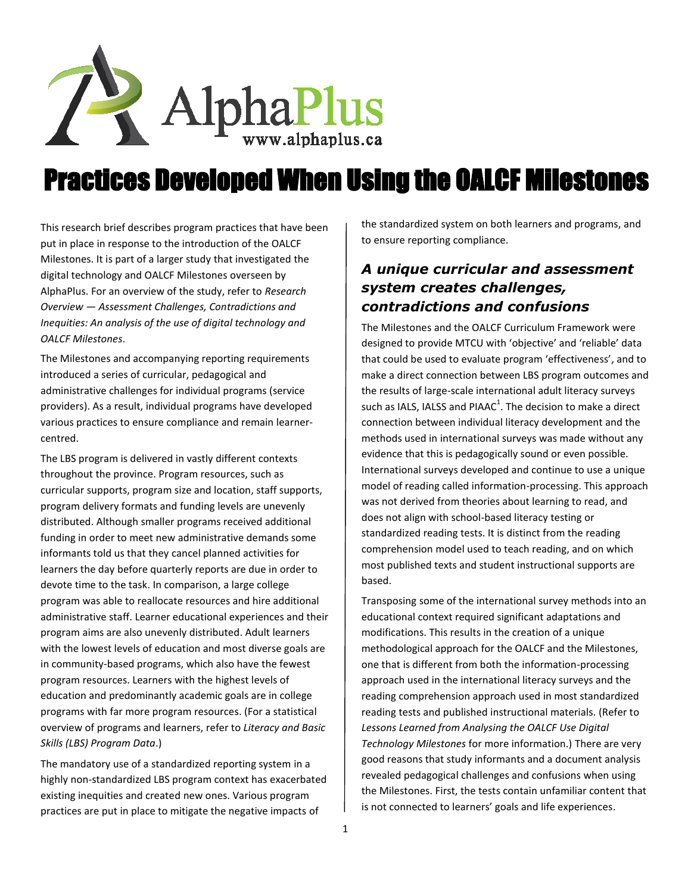AlphaPlus
www.alphaplus.ca

# Practices Developed When Using the OALCF Milestones

This research brief describes program practices that have been put in place in response to the introduction of the OALCF Milestones. It is part of a larger study that investigated the digital technology and OALCF Milestones overseen by AlphaPlus. For an overview of the study, refer to *Research Overview — Assessment Challenges, Contradictions and Inequities: An analysis of the use of digital technology and OALCF Milestones*.

The Milestones and accompanying reporting requirements introduced a series of curricular, pedagogical and administrative challenges for individual programs (service providers). As a result, individual programs have developed various practices to ensure compliance and remain learner-centred.

The LBS program is delivered in vastly different contexts throughout the province. Program resources, such as curricular supports, program size and location, staff supports, program delivery formats and funding levels are unevenly distributed. Although smaller programs received additional funding in order to meet new administrative demands some informants told us that they cancel planned activities for learners the day before quarterly reports are due in order to devote time to the task. In comparison, a large college program was able to reallocate resources and hire additional administrative staff. Learner educational experiences and their program aims are also unevenly distributed. Adult learners with the lowest levels of education and most diverse goals are in community-based programs, which also have the fewest program resources. Learners with the highest levels of education and predominantly academic goals are in college programs with far more program resources. (For a statistical overview of programs and learners, refer to *Literacy and Basic Skills (LBS) Program Data*.)

The mandatory use of a standardized reporting system in a highly non-standardized LBS program context has exacerbated existing inequities and created new ones. Various program practices are put in place to mitigate the negative impacts of the standardized system on both learners and programs, and to ensure reporting compliance.

## *A unique curricular and assessment system creates challenges, contradictions and confusions*

The Milestones and the OALCF Curriculum Framework were designed to provide MTCU with 'objective' and 'reliable' data that could be used to evaluate program 'effectiveness', and to make a direct connection between LBS program outcomes and the results of large-scale international adult literacy surveys such as IALS, IALSS and PIAAC[1]. The decision to make a direct connection between individual literacy development and the methods used in international surveys was made without any evidence that this is pedagogically sound or even possible. International surveys developed and continue to use a unique model of reading called information-processing. This approach was not derived from theories about learning to read, and does not align with school-based literacy testing or standardized reading tests. It is distinct from the reading comprehension model used to teach reading, and on which most published texts and student instructional supports are based.

Transposing some of the international survey methods into an educational context required significant adaptations and modifications. This results in the creation of a unique methodological approach for the OALCF and the Milestones, one that is different from both the information-processing approach used in the international literacy surveys and the reading comprehension approach used in most standardized reading tests and published instructional materials. (Refer to *Lessons Learned from Analysing the OALCF Use Digital Technology Milestones* for more information.) There are very good reasons that study informants and a document analysis revealed pedagogical challenges and confusions when using the Milestones. First, the tests contain unfamiliar content that is not connected to learners' goals and life experiences.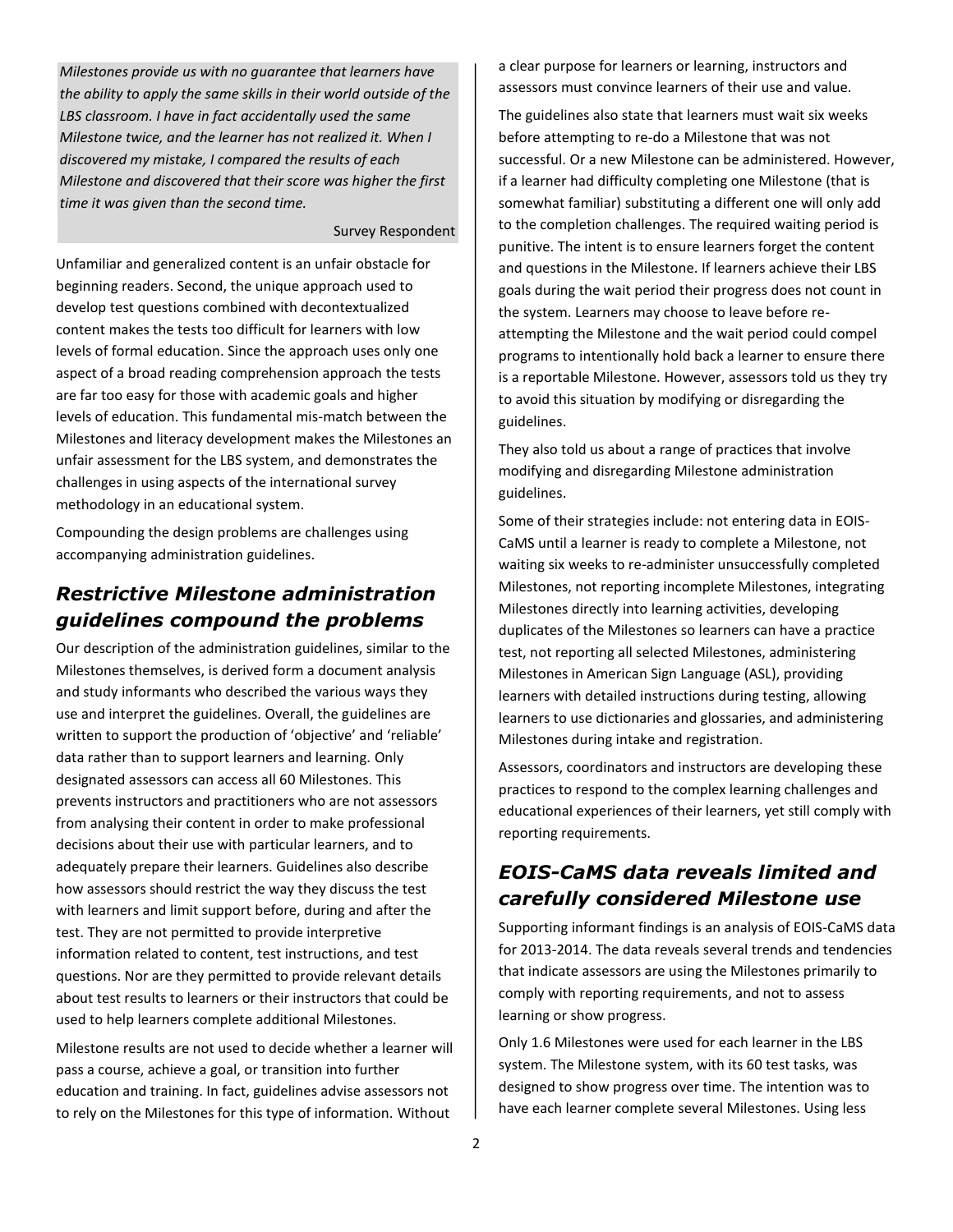> *Milestones provide us with no guarantee that learners have the ability to apply the same skills in their world outside of the LBS classroom. I have in fact accidentally used the same Milestone twice, and the learner has not realized it. When I discovered my mistake, I compared the results of each Milestone and discovered that their score was higher the first time it was given than the second time.*
>
> Survey Respondent

Unfamiliar and generalized content is an unfair obstacle for beginning readers. Second, the unique approach used to develop test questions combined with decontextualized content makes the tests too difficult for learners with low levels of formal education. Since the approach uses only one aspect of a broad reading comprehension approach the tests are far too easy for those with academic goals and higher levels of education. This fundamental mis-match between the Milestones and literacy development makes the Milestones an unfair assessment for the LBS system, and demonstrates the challenges in using aspects of the international survey methodology in an educational system.

Compounding the design problems are challenges using accompanying administration guidelines.

## *Restrictive Milestone administration guidelines compound the problems*

Our description of the administration guidelines, similar to the Milestones themselves, is derived form a document analysis and study informants who described the various ways they use and interpret the guidelines. Overall, the guidelines are written to support the production of 'objective' and 'reliable' data rather than to support learners and learning. Only designated assessors can access all 60 Milestones. This prevents instructors and practitioners who are not assessors from analysing their content in order to make professional decisions about their use with particular learners, and to adequately prepare their learners. Guidelines also describe how assessors should restrict the way they discuss the test with learners and limit support before, during and after the test. They are not permitted to provide interpretive information related to content, test instructions, and test questions. Nor are they permitted to provide relevant details about test results to learners or their instructors that could be used to help learners complete additional Milestones.

Milestone results are not used to decide whether a learner will pass a course, achieve a goal, or transition into further education and training. In fact, guidelines advise assessors not to rely on the Milestones for this type of information. Without a clear purpose for learners or learning, instructors and assessors must convince learners of their use and value.

The guidelines also state that learners must wait six weeks before attempting to re-do a Milestone that was not successful. Or a new Milestone can be administered. However, if a learner had difficulty completing one Milestone (that is somewhat familiar) substituting a different one will only add to the completion challenges. The required waiting period is punitive. The intent is to ensure learners forget the content and questions in the Milestone. If learners achieve their LBS goals during the wait period their progress does not count in the system. Learners may choose to leave before re-attempting the Milestone and the wait period could compel programs to intentionally hold back a learner to ensure there is a reportable Milestone. However, assessors told us they try to avoid this situation by modifying or disregarding the guidelines.

They also told us about a range of practices that involve modifying and disregarding Milestone administration guidelines.

Some of their strategies include: not entering data in EOIS-CaMS until a learner is ready to complete a Milestone, not waiting six weeks to re-administer unsuccessfully completed Milestones, not reporting incomplete Milestones, integrating Milestones directly into learning activities, developing duplicates of the Milestones so learners can have a practice test, not reporting all selected Milestones, administering Milestones in American Sign Language (ASL), providing learners with detailed instructions during testing, allowing learners to use dictionaries and glossaries, and administering Milestones during intake and registration.

Assessors, coordinators and instructors are developing these practices to respond to the complex learning challenges and educational experiences of their learners, yet still comply with reporting requirements.

## *EOIS-CaMS data reveals limited and carefully considered Milestone use*

Supporting informant findings is an analysis of EOIS-CaMS data for 2013-2014. The data reveals several trends and tendencies that indicate assessors are using the Milestones primarily to comply with reporting requirements, and not to assess learning or show progress.

Only 1.6 Milestones were used for each learner in the LBS system. The Milestone system, with its 60 test tasks, was designed to show progress over time. The intention was to have each learner complete several Milestones. Using less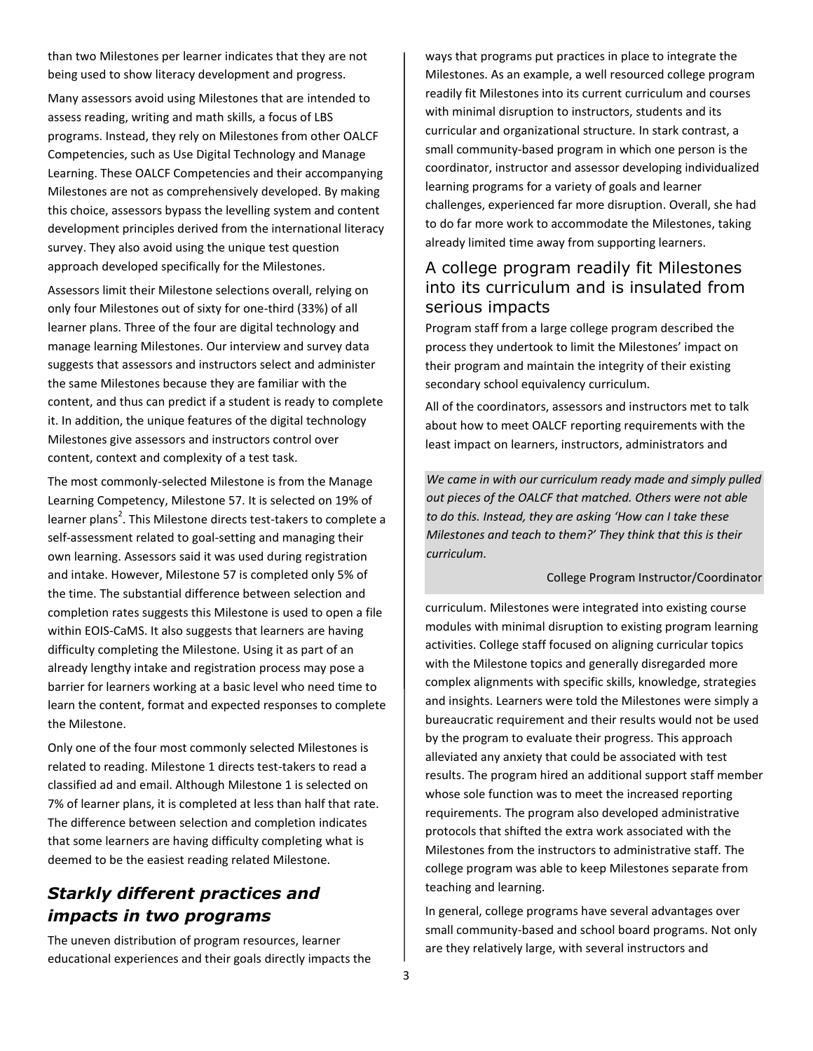than two Milestones per learner indicates that they are not being used to show literacy development and progress.

Many assessors avoid using Milestones that are intended to assess reading, writing and math skills, a focus of LBS programs. Instead, they rely on Milestones from other OALCF Competencies, such as Use Digital Technology and Manage Learning. These OALCF Competencies and their accompanying Milestones are not as comprehensively developed. By making this choice, assessors bypass the levelling system and content development principles derived from the international literacy survey. They also avoid using the unique test question approach developed specifically for the Milestones.

Assessors limit their Milestone selections overall, relying on only four Milestones out of sixty for one-third (33%) of all learner plans. Three of the four are digital technology and manage learning Milestones. Our interview and survey data suggests that assessors and instructors select and administer the same Milestones because they are familiar with the content, and thus can predict if a student is ready to complete it. In addition, the unique features of the digital technology Milestones give assessors and instructors control over content, context and complexity of a test task.

The most commonly-selected Milestone is from the Manage Learning Competency, Milestone 57. It is selected on 19% of learner plans[2]. This Milestone directs test-takers to complete a self-assessment related to goal-setting and managing their own learning. Assessors said it was used during registration and intake. However, Milestone 57 is completed only 5% of the time. The substantial difference between selection and completion rates suggests this Milestone is used to open a file within EOIS-CaMS. It also suggests that learners are having difficulty completing the Milestone. Using it as part of an already lengthy intake and registration process may pose a barrier for learners working at a basic level who need time to learn the content, format and expected responses to complete the Milestone.

Only one of the four most commonly selected Milestones is related to reading. Milestone 1 directs test-takers to read a classified ad and email. Although Milestone 1 is selected on 7% of learner plans, it is completed at less than half that rate. The difference between selection and completion indicates that some learners are having difficulty completing what is deemed to be the easiest reading related Milestone.

## *Starkly different practices and impacts in two programs*

The uneven distribution of program resources, learner educational experiences and their goals directly impacts the ways that programs put practices in place to integrate the Milestones. As an example, a well resourced college program readily fit Milestones into its current curriculum and courses with minimal disruption to instructors, students and its curricular and organizational structure. In stark contrast, a small community-based program in which one person is the coordinator, instructor and assessor developing individualized learning programs for a variety of goals and learner challenges, experienced far more disruption. Overall, she had to do far more work to accommodate the Milestones, taking already limited time away from supporting learners.

### A college program readily fit Milestones into its curriculum and is insulated from serious impacts

Program staff from a large college program described the process they undertook to limit the Milestones' impact on their program and maintain the integrity of their existing secondary school equivalency curriculum.

All of the coordinators, assessors and instructors met to talk about how to meet OALCF reporting requirements with the least impact on learners, instructors, administrators and curriculum. Milestones were integrated into existing course modules with minimal disruption to existing program learning activities. College staff focused on aligning curricular topics with the Milestone topics and generally disregarded more complex alignments with specific skills, knowledge, strategies and insights. Learners were told the Milestones were simply a bureaucratic requirement and their results would not be used by the program to evaluate their progress. This approach alleviated any anxiety that could be associated with test results. The program hired an additional support staff member whose sole function was to meet the increased reporting requirements. The program also developed administrative protocols that shifted the extra work associated with the Milestones from the instructors to administrative staff. The college program was able to keep Milestones separate from teaching and learning.

> *We came in with our curriculum ready made and simply pulled out pieces of the OALCF that matched. Others were not able to do this. Instead, they are asking 'How can I take these Milestones and teach to them?' They think that this is their curriculum.*
>
> College Program Instructor/Coordinator

In general, college programs have several advantages over small community-based and school board programs. Not only are they relatively large, with several instructors and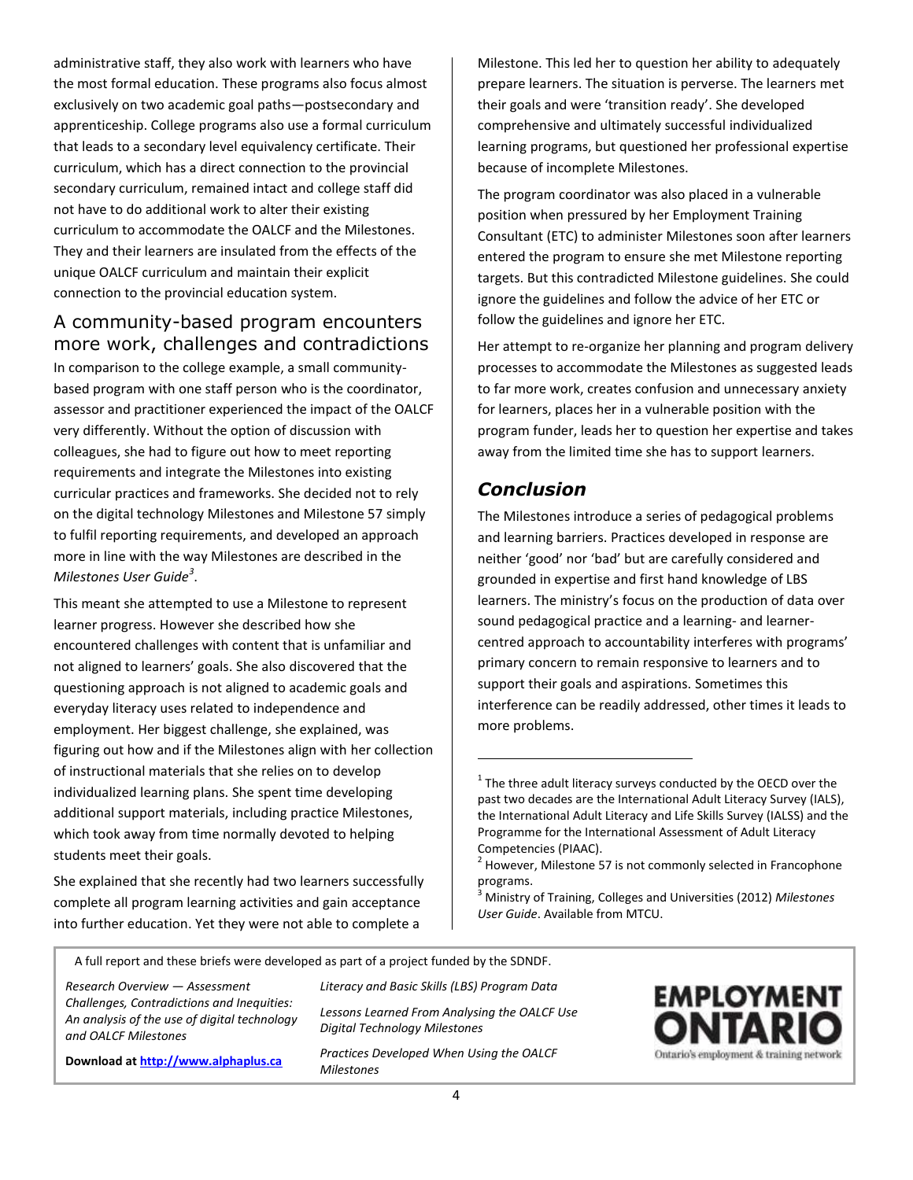administrative staff, they also work with learners who have the most formal education. These programs also focus almost exclusively on two academic goal paths—postsecondary and apprenticeship. College programs also use a formal curriculum that leads to a secondary level equivalency certificate. Their curriculum, which has a direct connection to the provincial secondary curriculum, remained intact and college staff did not have to do additional work to alter their existing curriculum to accommodate the OALCF and the Milestones. They and their learners are insulated from the effects of the unique OALCF curriculum and maintain their explicit connection to the provincial education system.

## A community-based program encounters more work, challenges and contradictions

In comparison to the college example, a small community-based program with one staff person who is the coordinator, assessor and practitioner experienced the impact of the OALCF very differently. Without the option of discussion with colleagues, she had to figure out how to meet reporting requirements and integrate the Milestones into existing curricular practices and frameworks. She decided not to rely on the digital technology Milestones and Milestone 57 simply to fulfil reporting requirements, and developed an approach more in line with the way Milestones are described in the *Milestones User Guide*[3].

This meant she attempted to use a Milestone to represent learner progress. However she described how she encountered challenges with content that is unfamiliar and not aligned to learners' goals. She also discovered that the questioning approach is not aligned to academic goals and everyday literacy uses related to independence and employment. Her biggest challenge, she explained, was figuring out how and if the Milestones align with her collection of instructional materials that she relies on to develop individualized learning plans. She spent time developing additional support materials, including practice Milestones, which took away from time normally devoted to helping students meet their goals.

She explained that she recently had two learners successfully complete all program learning activities and gain acceptance into further education. Yet they were not able to complete a Milestone. This led her to question her ability to adequately prepare learners. The situation is perverse. The learners met their goals and were 'transition ready'. She developed comprehensive and ultimately successful individualized learning programs, but questioned her professional expertise because of incomplete Milestones.

The program coordinator was also placed in a vulnerable position when pressured by her Employment Training Consultant (ETC) to administer Milestones soon after learners entered the program to ensure she met Milestone reporting targets. But this contradicted Milestone guidelines. She could ignore the guidelines and follow the advice of her ETC or follow the guidelines and ignore her ETC.

Her attempt to re-organize her planning and program delivery processes to accommodate the Milestones as suggested leads to far more work, creates confusion and unnecessary anxiety for learners, places her in a vulnerable position with the program funder, leads her to question her expertise and takes away from the limited time she has to support learners.

## *Conclusion*

The Milestones introduce a series of pedagogical problems and learning barriers. Practices developed in response are neither 'good' nor 'bad' but are carefully considered and grounded in expertise and first hand knowledge of LBS learners. The ministry's focus on the production of data over sound pedagogical practice and a learning- and learner-centred approach to accountability interferes with programs' primary concern to remain responsive to learners and to support their goals and aspirations. Sometimes this interference can be readily addressed, other times it leads to more problems.

---

[1] The three adult literacy surveys conducted by the OECD over the past two decades are the International Adult Literacy Survey (IALS), the International Adult Literacy and Life Skills Survey (IALSS) and the Programme for the International Assessment of Adult Literacy Competencies (PIAAC).

[2] However, Milestone 57 is not commonly selected in Francophone programs.

[3] Ministry of Training, Colleges and Universities (2012) *Milestones User Guide*. Available from MTCU.

---

A full report and these briefs were developed as part of a project funded by the SDNDF.

*Research Overview — Assessment Challenges, Contradictions and Inequities: An analysis of the use of digital technology and OALCF Milestones*

*Literacy and Basic Skills (LBS) Program Data*

*Lessons Learned From Analysing the OALCF Use Digital Technology Milestones*

*Practices Developed When Using the OALCF Milestones*

**Download at http://www.alphaplus.ca**

EMPLOYMENT ONTARIO
Ontario's employment & training network